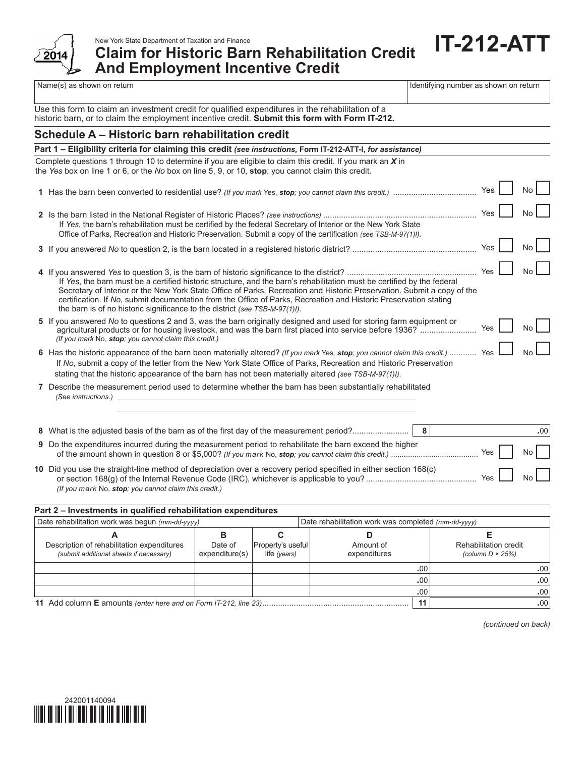New York State Department of Taxation and Finance

2014

# Claim for Historic Barn Rehabilitation Credit And Employment Incentive Credit

# IT-212-ATT

| Name(s) as shown on return | Identifying number as shown on return |
|---|---|
| | |

Use this form to claim an investment credit for qualified expenditures in the rehabilitation of a historic barn, or to claim the employment incentive credit. **Submit this form with Form IT-212.**

## Schedule A – Historic barn rehabilitation credit

**Part 1 – Eligibility criteria for claiming this credit** ***(see instructions,*** **Form IT-212-ATT-I,** ***for assistance)***

Complete questions 1 through 10 to determine if you are eligible to claim this credit. If you mark an ***X*** in the *Yes* box on line 1 or 6, or the *No* box on line 5, 9, or 10, **stop**; you cannot claim this credit.

**1** Has the barn been converted to residential use? *(If you mark* Yes*,* ***stop****; you cannot claim this credit.)* .................................... Yes ☐ No ☐

**2** Is the barn listed in the National Register of Historic Places? *(see instructions)* .................................................................. Yes ☐ No ☐
If *Yes*, the barn's rehabilitation must be certified by the federal Secretary of Interior or the New York State Office of Parks, Recreation and Historic Preservation. Submit a copy of the certification *(see TSB-M-97(1)I)*.

**3** If you answered *No* to question 2, is the barn located in a registered historic district? ...................................................... Yes ☐ No ☐

**4** If you answered *Yes* to question 3, is the barn of historic significance to the district? ......................................................... Yes ☐ No ☐
If *Yes*, the barn must be a certified historic structure, and the barn's rehabilitation must be certified by the federal Secretary of Interior or the New York State Office of Parks, Recreation and Historic Preservation. Submit a copy of the certification. If *No*, submit documentation from the Office of Parks, Recreation and Historic Preservation stating the barn is of no historic significance to the district *(see TSB-M-97(1)I)*.

**5** If you answered *No* to questions 2 and 3, was the barn originally designed and used for storing farm equipment or agricultural products or for housing livestock, and was the barn first placed into service before 1936? ........................ Yes ☐ No ☐
*(If you mark* No*,* ***stop****; you cannot claim this credit.)*

**6** Has the historic appearance of the barn been materially altered? *(If you mark* Yes*,* ***stop****; you cannot claim this credit.)* ........... Yes ☐ No ☐
If *No*, submit a copy of the letter from the New York State Office of Parks, Recreation and Historic Preservation stating that the historic appearance of the barn has not been materially altered *(see TSB-M-97(1)I)*.

**7** Describe the measurement period used to determine whether the barn has been substantially rehabilitated *(See instructions.)* ______________________________________________

**8** What is the adjusted basis of the barn as of the first day of the measurement period?......................... **8** ______ .00

**9** Do the expenditures incurred during the measurement period to rehabilitate the barn exceed the higher of the amount shown in question 8 or $5,000? *(If you mark* No*,* ***stop****; you cannot claim this credit.)* ........................................ Yes ☐ No ☐

**10** Did you use the straight-line method of depreciation over a recovery period specified in either section 168(c) or section 168(g) of the Internal Revenue Code (IRC), whichever is applicable to you? ................................................ Yes ☐ No ☐
*(If you mark* No*,* ***stop****; you cannot claim this credit.)*

**Part 2 – Investments in qualified rehabilitation expenditures**

| Date rehabilitation work was begun *(mm-dd-yyyy)* | | | Date rehabilitation work was completed *(mm-dd-yyyy)* | |
|---|---|---|---|---|
| **A** Description of rehabilitation expenditures *(submit additional sheets if necessary)* | **B** Date of expenditure(s) | **C** Property's useful life *(years)* | **D** Amount of expenditures | **E** Rehabilitation credit *(column D × 25%)* |
| | | | .00 | .00 |
| | | | .00 | .00 |
| | | | .00 | .00 |
| **11** Add column **E** amounts *(enter here and on Form IT-212, line 23)*.................................................................. | | | **11** | .00 |

*(continued on back)*

242001140094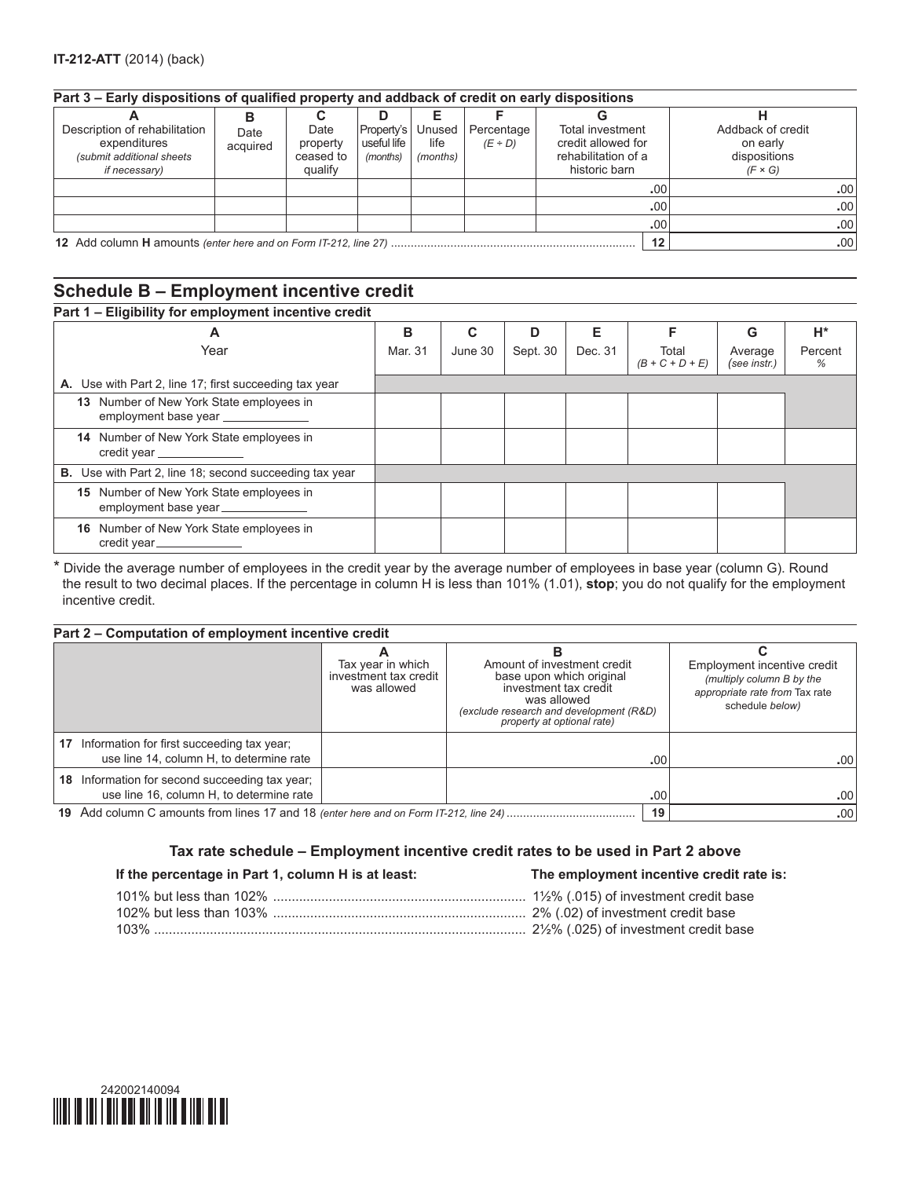### Part 3 – Early dispositions of qualified property and addback of credit on early dispositions

| A<br>Description of rehabilitation expenditures<br>*(submit additional sheets if necessary)* | B<br>Date acquired | C<br>Date property ceased to qualify | D<br>Property's useful life<br>*(months)* | E<br>Unused life<br>*(months)* | F<br>Percentage<br>*(E ÷ D)* | G<br>Total investment credit allowed for rehabilitation of a historic barn | H<br>Addback of credit on early dispositions<br>*(F × G)* |
|---|---|---|---|---|---|---|---|
| | | | | | | .00 | .00 |
| | | | | | | .00 | .00 |
| | | | | | | .00 | .00 |
| **12** Add column **H** amounts *(enter here and on Form IT-212, line 27)* | | | | | | 12 | .00 |

## Schedule B – Employment incentive credit

### Part 1 – Eligibility for employment incentive credit

| A<br>Year | B<br>Mar. 31 | C<br>June 30 | D<br>Sept. 30 | E<br>Dec. 31 | F<br>Total<br>*(B + C + D + E)* | G<br>Average<br>*(see instr.)* | H*<br>Percent<br>% |
|---|---|---|---|---|---|---|---|
| **A.** Use with Part 2, line 17; first succeeding tax year | | | | | | | |
| **13** Number of New York State employees in employment base year ______ | | | | | | | |
| **14** Number of New York State employees in credit year ______ | | | | | | | |
| **B.** Use with Part 2, line 18; second succeeding tax year | | | | | | | |
| **15** Number of New York State employees in employment base year ______ | | | | | | | |
| **16** Number of New York State employees in credit year ______ | | | | | | | |

\* Divide the average number of employees in the credit year by the average number of employees in base year (column G). Round the result to two decimal places. If the percentage in column H is less than 101% (1.01), **stop**; you do not qualify for the employment incentive credit.

### Part 2 – Computation of employment incentive credit

| | A<br>Tax year in which investment tax credit was allowed | B<br>Amount of investment credit base upon which original investment tax credit was allowed<br>*(exclude research and development (R&D) property at optional rate)* | C<br>Employment incentive credit<br>*(multiply column B by the appropriate rate from* Tax rate schedule *below)* |
|---|---|---|---|
| **17** Information for first succeeding tax year; use line 14, column H, to determine rate | | .00 | .00 |
| **18** Information for second succeeding tax year; use line 16, column H, to determine rate | | .00 | .00 |
| **19** Add column C amounts from lines 17 and 18 *(enter here and on Form IT-212, line 24)* | | 19 | .00 |

### Tax rate schedule – Employment incentive credit rates to be used in Part 2 above

| If the percentage in Part 1, column H is at least: | The employment incentive credit rate is: |
|---|---|
| 101% but less than 102% | 1½% (.015) of investment credit base |
| 102% but less than 103% | 2% (.02) of investment credit base |
| 103% | 2½% (.025) of investment credit base |

242002140094